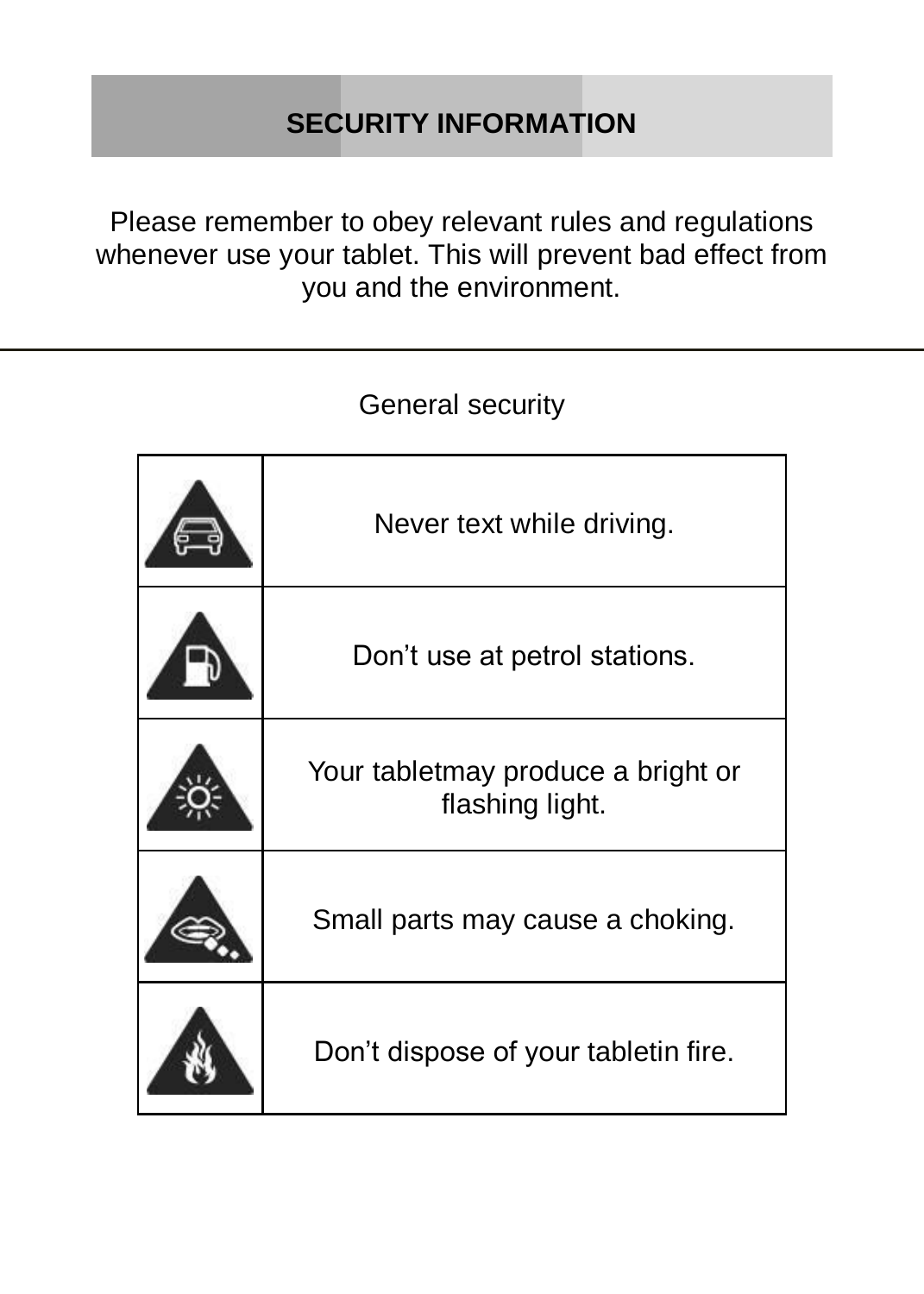# SECURITY INFORMATION

Please remember to obey relevant rules and regulations whenever use your tablet. This will prevent bad effect from you and the environment.

---

## General security

| | |
|---|---|
| | Never text while driving. |
| | Don’t use at petrol stations. |
| | Your tabletmay produce a bright or flashing light. |
| | Small parts may cause a choking. |
| | Don’t dispose of your tabletin fire. |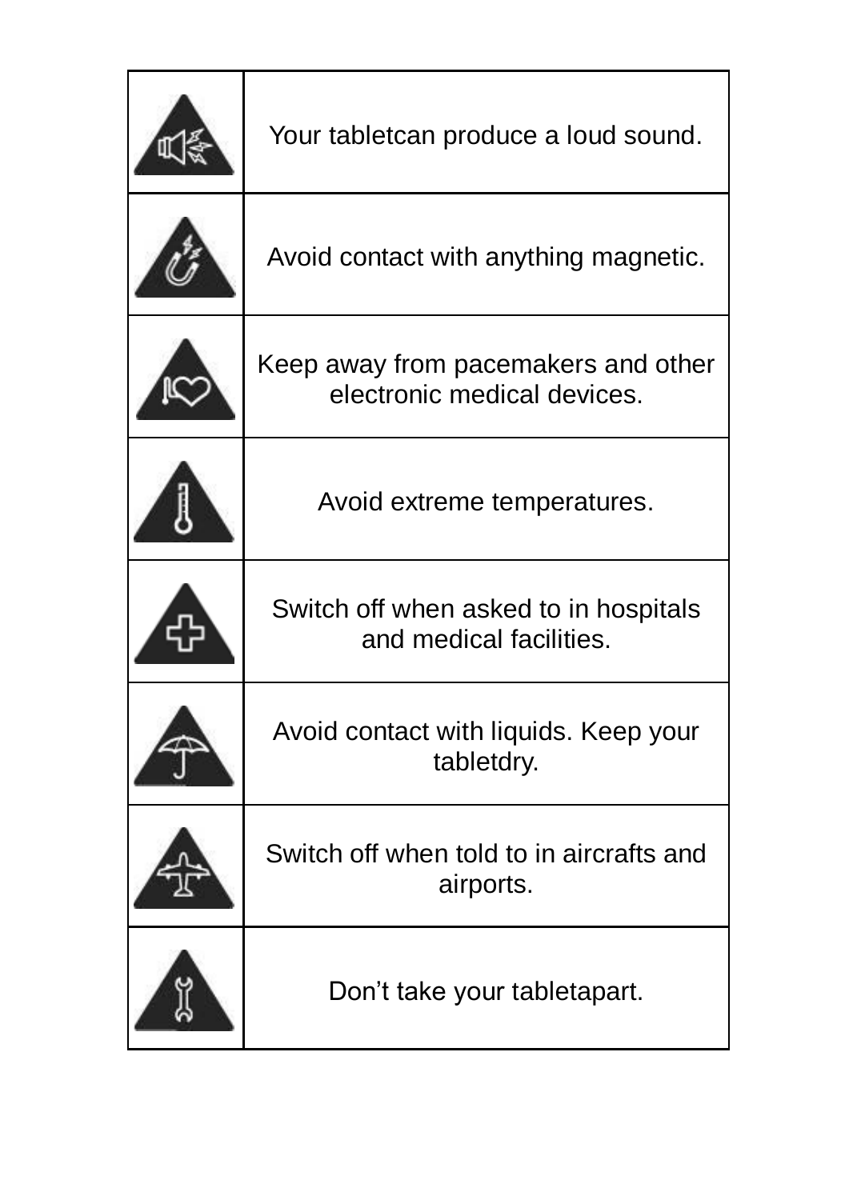| | |
|---|---|
| | Your tabletcan produce a loud sound. |
| | Avoid contact with anything magnetic. |
| | Keep away from pacemakers and other electronic medical devices. |
| | Avoid extreme temperatures. |
| | Switch off when asked to in hospitals and medical facilities. |
| | Avoid contact with liquids. Keep your tabletdry. |
| | Switch off when told to in aircrafts and airports. |
| | Don’t take your tabletapart. |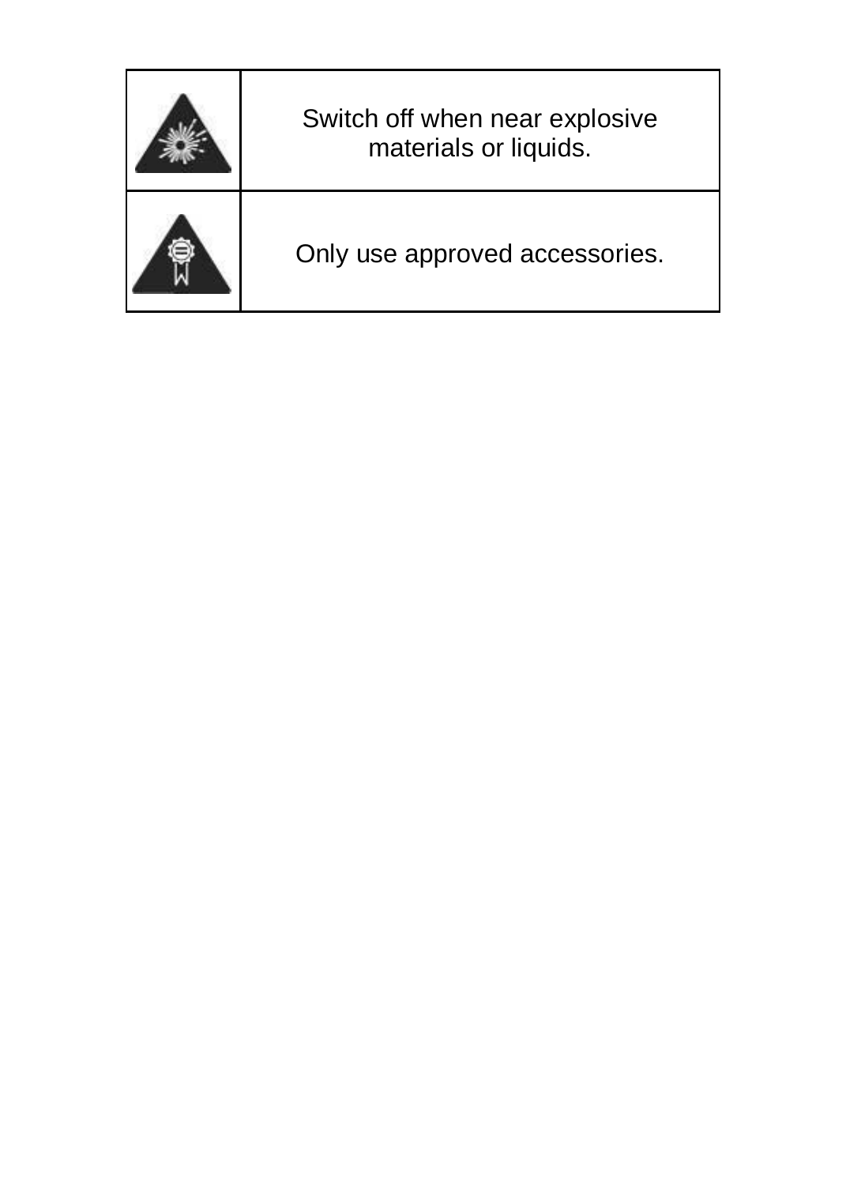| | |
|---|---|
| | Switch off when near explosive materials or liquids. |
| | Only use approved accessories. |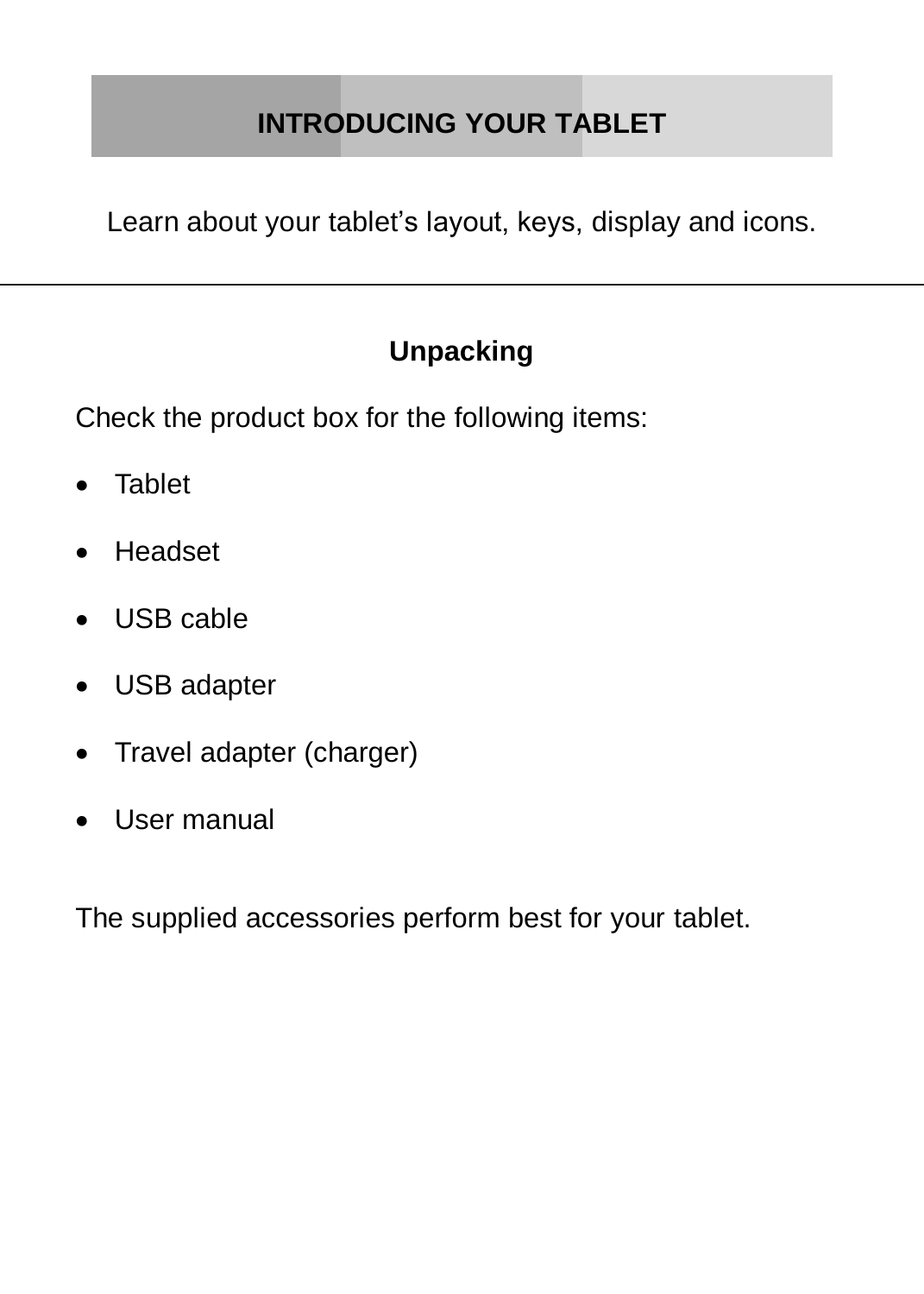# INTRODUCING YOUR TABLET

Learn about your tablet's layout, keys, display and icons.

---

## Unpacking

Check the product box for the following items:

- Tablet
- Headset
- USB cable
- USB adapter
- Travel adapter (charger)
- User manual

The supplied accessories perform best for your tablet.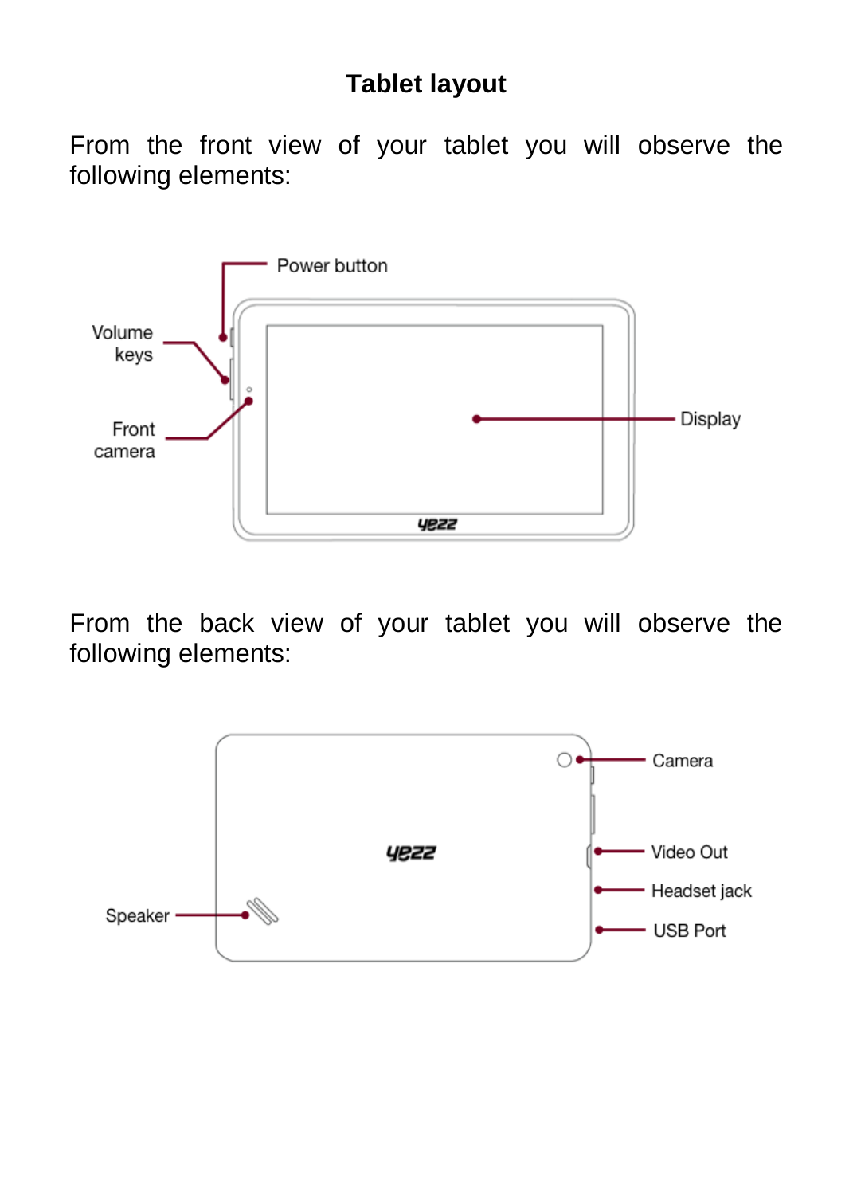# Tablet layout

From the front view of your tablet you will observe the following elements:

Power button

Volume keys

Front camera

Display

From the back view of your tablet you will observe the following elements:

Camera

Video Out

Headset jack

USB Port

Speaker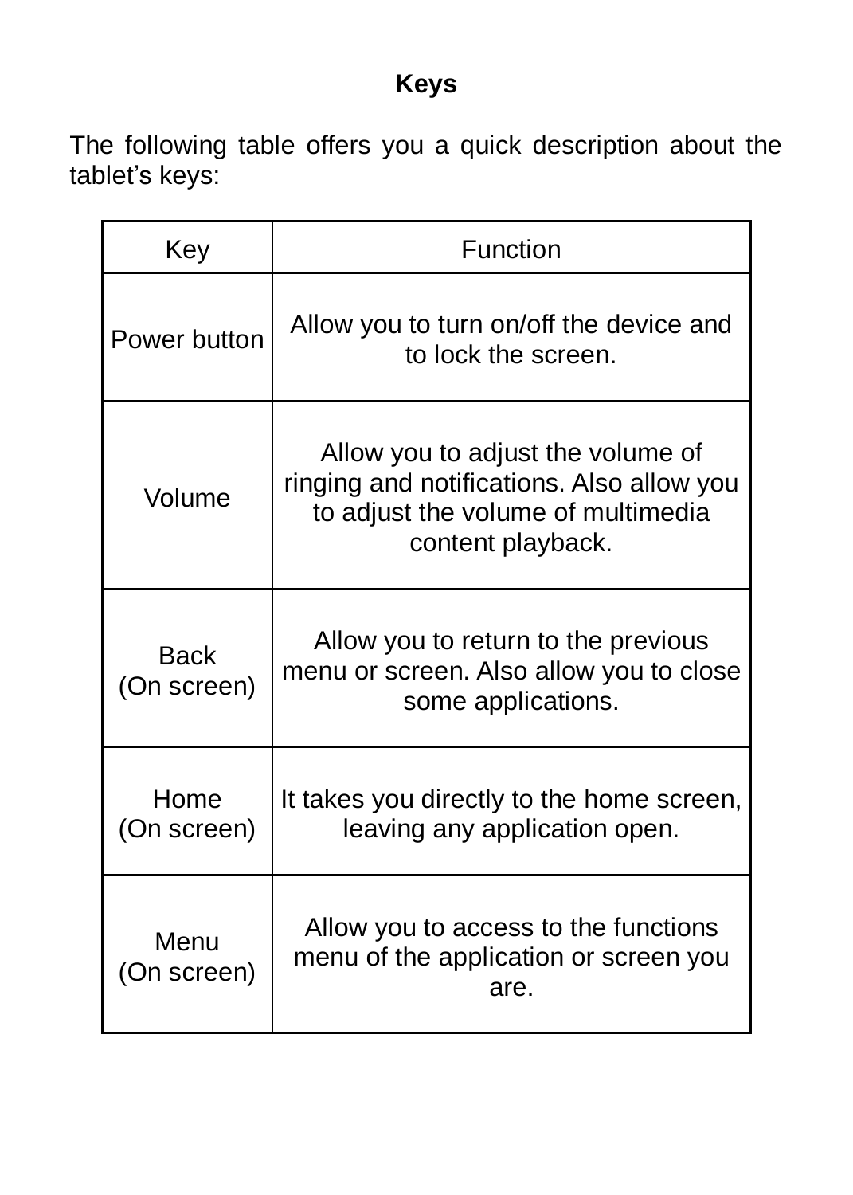## Keys

The following table offers you a quick description about the tablet’s keys:

| Key | Function |
| --- | --- |
| Power button | Allow you to turn on/off the device and to lock the screen. |
| Volume | Allow you to adjust the volume of ringing and notifications. Also allow you to adjust the volume of multimedia content playback. |
| Back (On screen) | Allow you to return to the previous menu or screen. Also allow you to close some applications. |
| Home (On screen) | It takes you directly to the home screen, leaving any application open. |
| Menu (On screen) | Allow you to access to the functions menu of the application or screen you are. |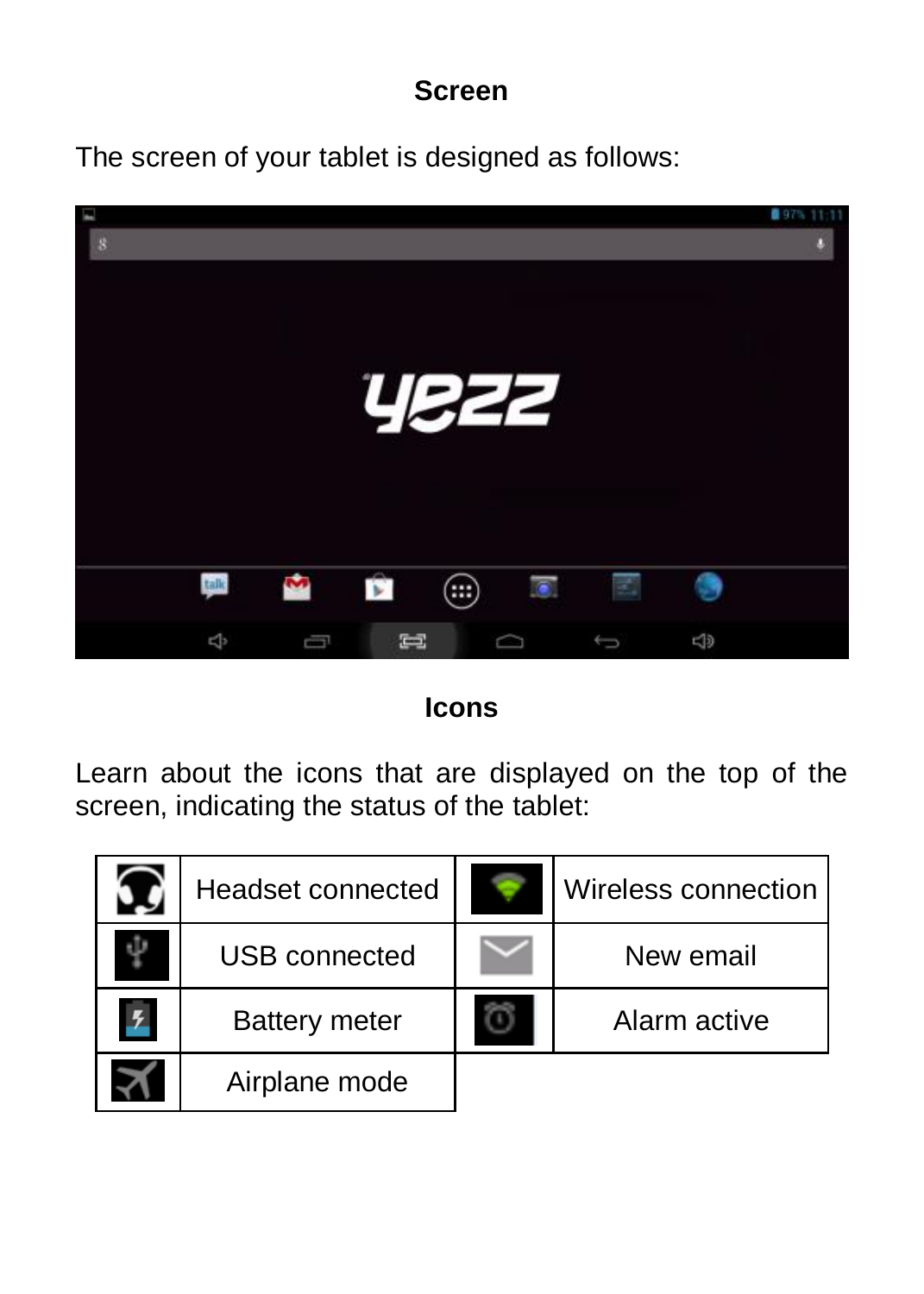## Screen

The screen of your tablet is designed as follows:

## Icons

Learn about the icons that are displayed on the top of the screen, indicating the status of the tablet:

| | Headset connected | | Wireless connection |
|---|---|---|---|
| | USB connected | | New email |
| | Battery meter | | Alarm active |
| | Airplane mode | | |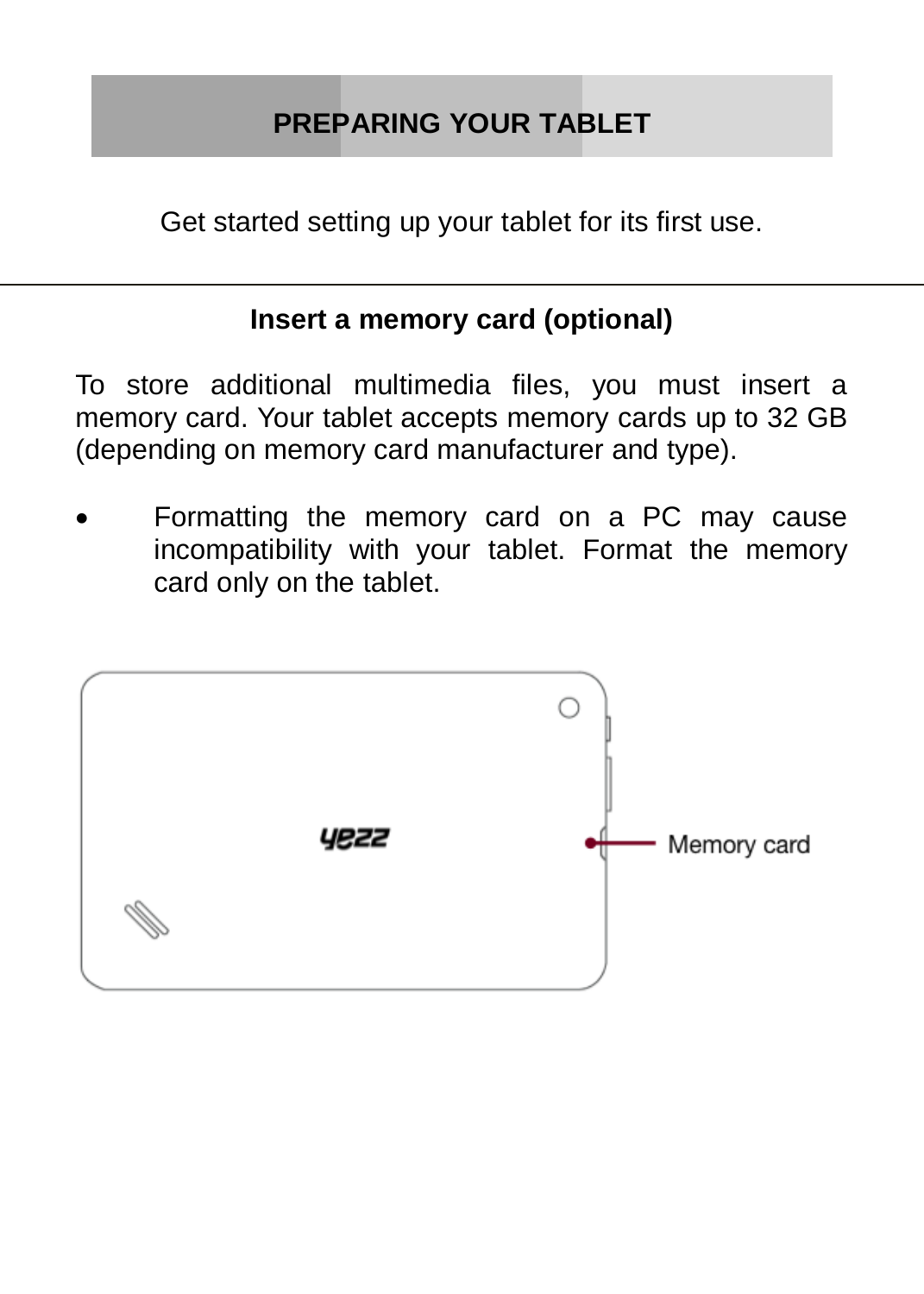# PREPARING YOUR TABLET

Get started setting up your tablet for its first use.

## Insert a memory card (optional)

To store additional multimedia files, you must insert a memory card. Your tablet accepts memory cards up to 32 GB (depending on memory card manufacturer and type).

- Formatting the memory card on a PC may cause incompatibility with your tablet. Format the memory card only on the tablet.

Memory card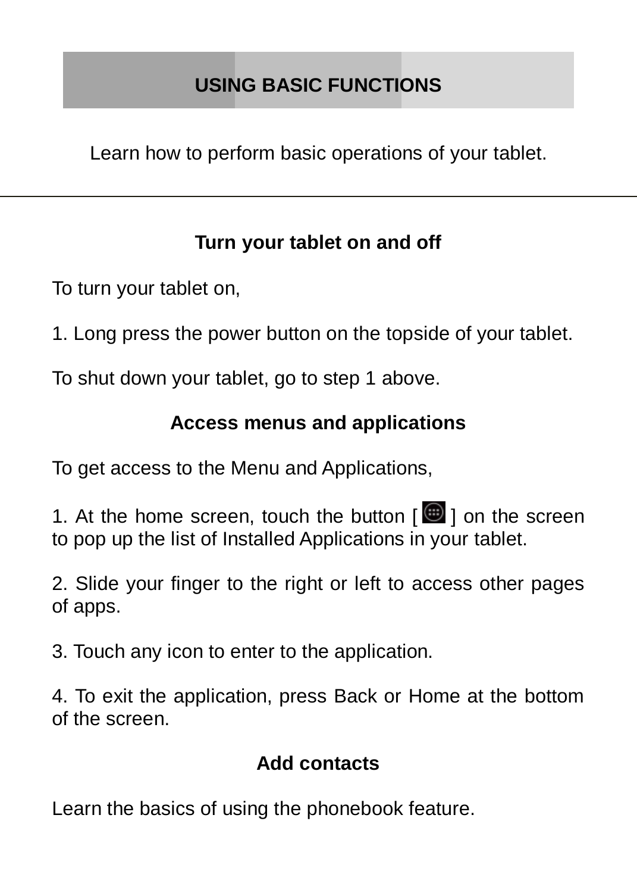# USING BASIC FUNCTIONS

Learn how to perform basic operations of your tablet.

---

## Turn your tablet on and off

To turn your tablet on,

1. Long press the power button on the topside of your tablet.

To shut down your tablet, go to step 1 above.

## Access menus and applications

To get access to the Menu and Applications,

1. At the home screen, touch the button [ ] on the screen to pop up the list of Installed Applications in your tablet.

2. Slide your finger to the right or left to access other pages of apps.

3. Touch any icon to enter to the application.

4. To exit the application, press Back or Home at the bottom of the screen.

## Add contacts

Learn the basics of using the phonebook feature.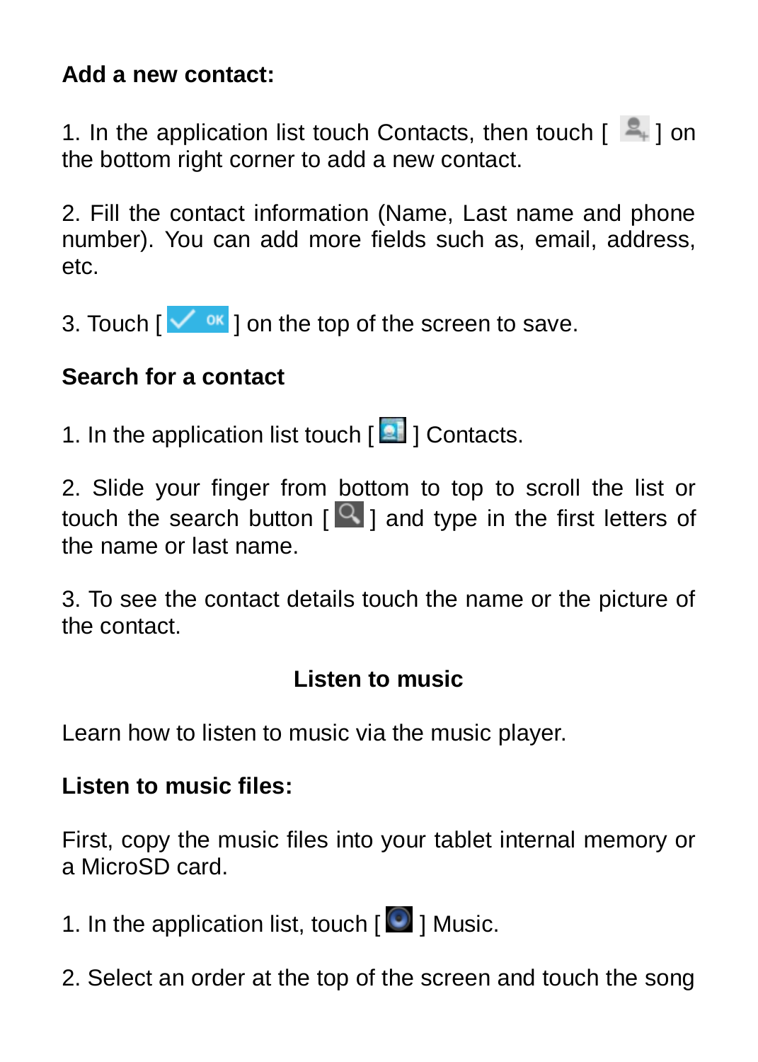**Add a new contact:**

1. In the application list touch Contacts, then touch [ ] on the bottom right corner to add a new contact.

2. Fill the contact information (Name, Last name and phone number). You can add more fields such as, email, address, etc.

3. Touch [ ] on the top of the screen to save.

**Search for a contact**

1. In the application list touch [ ] Contacts.

2. Slide your finger from bottom to top to scroll the list or touch the search button [ ] and type in the first letters of the name or last name.

3. To see the contact details touch the name or the picture of the contact.

## Listen to music

Learn how to listen to music via the music player.

**Listen to music files:**

First, copy the music files into your tablet internal memory or a MicroSD card.

1. In the application list, touch [ ] Music.

2. Select an order at the top of the screen and touch the song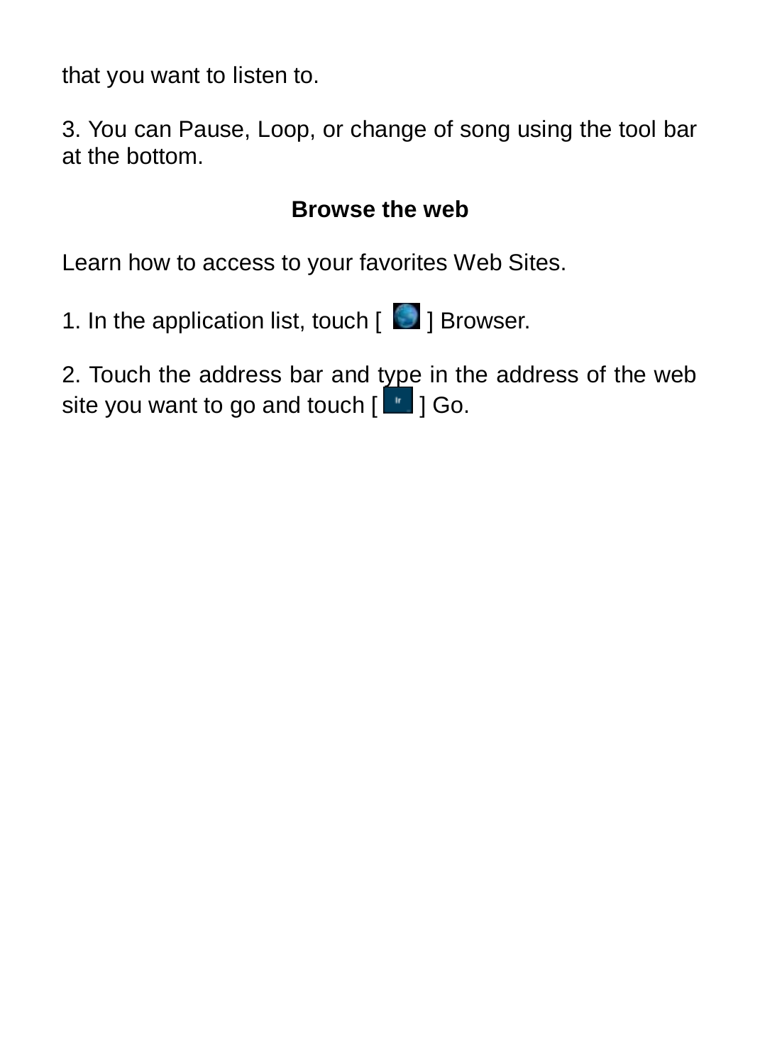that you want to listen to.

3. You can Pause, Loop, or change of song using the tool bar at the bottom.

## Browse the web

Learn how to access to your favorites Web Sites.

1. In the application list, touch [ ] Browser.

2. Touch the address bar and type in the address of the web site you want to go and touch [ ] Go.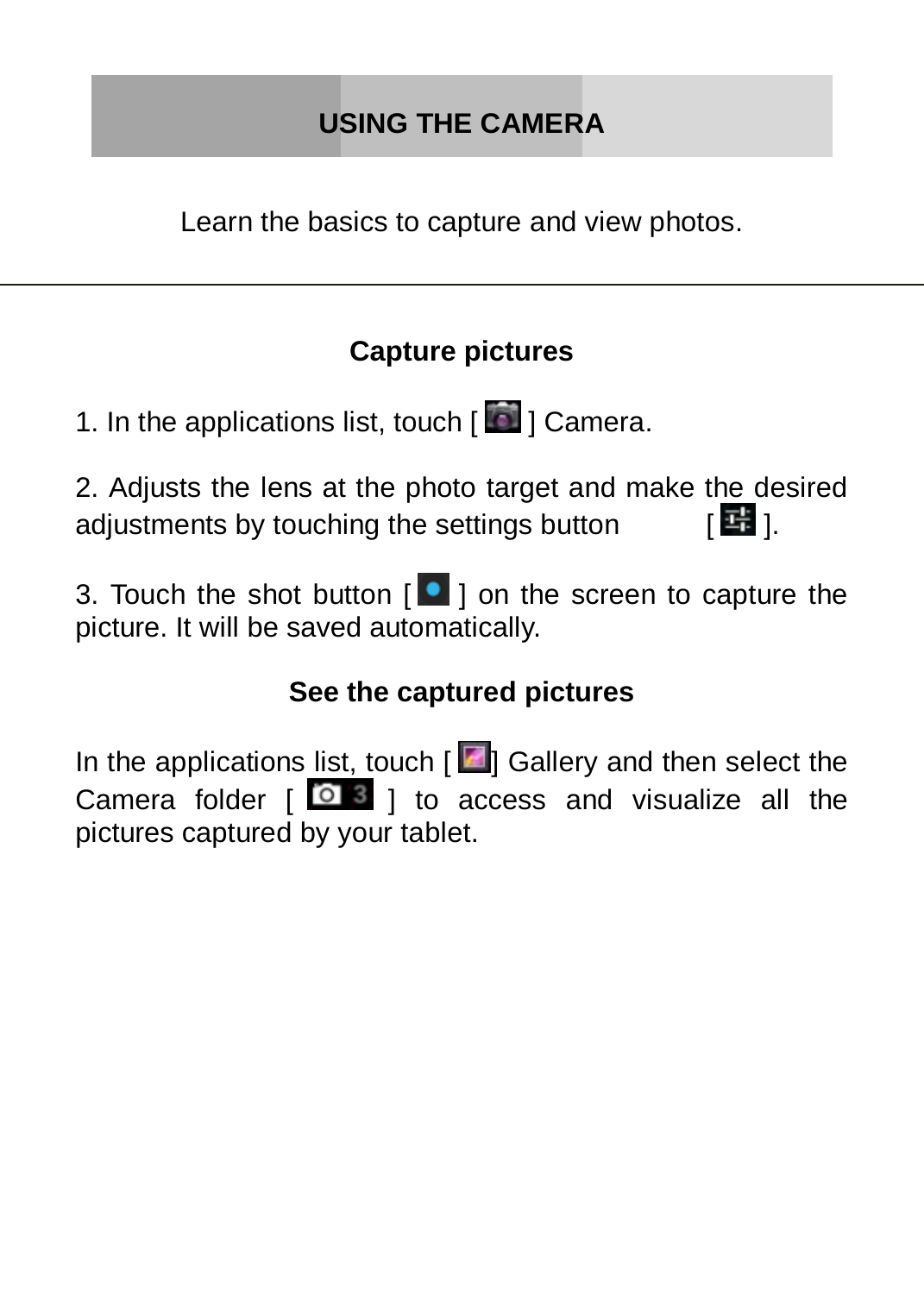# USING THE CAMERA

Learn the basics to capture and view photos.

---

## Capture pictures

1. In the applications list, touch [ ] Camera.

2. Adjusts the lens at the photo target and make the desired adjustments by touching the settings button [ ].

3. Touch the shot button [ ] on the screen to capture the picture. It will be saved automatically.

## See the captured pictures

In the applications list, touch [ ] Gallery and then select the Camera folder [ ] to access and visualize all the pictures captured by your tablet.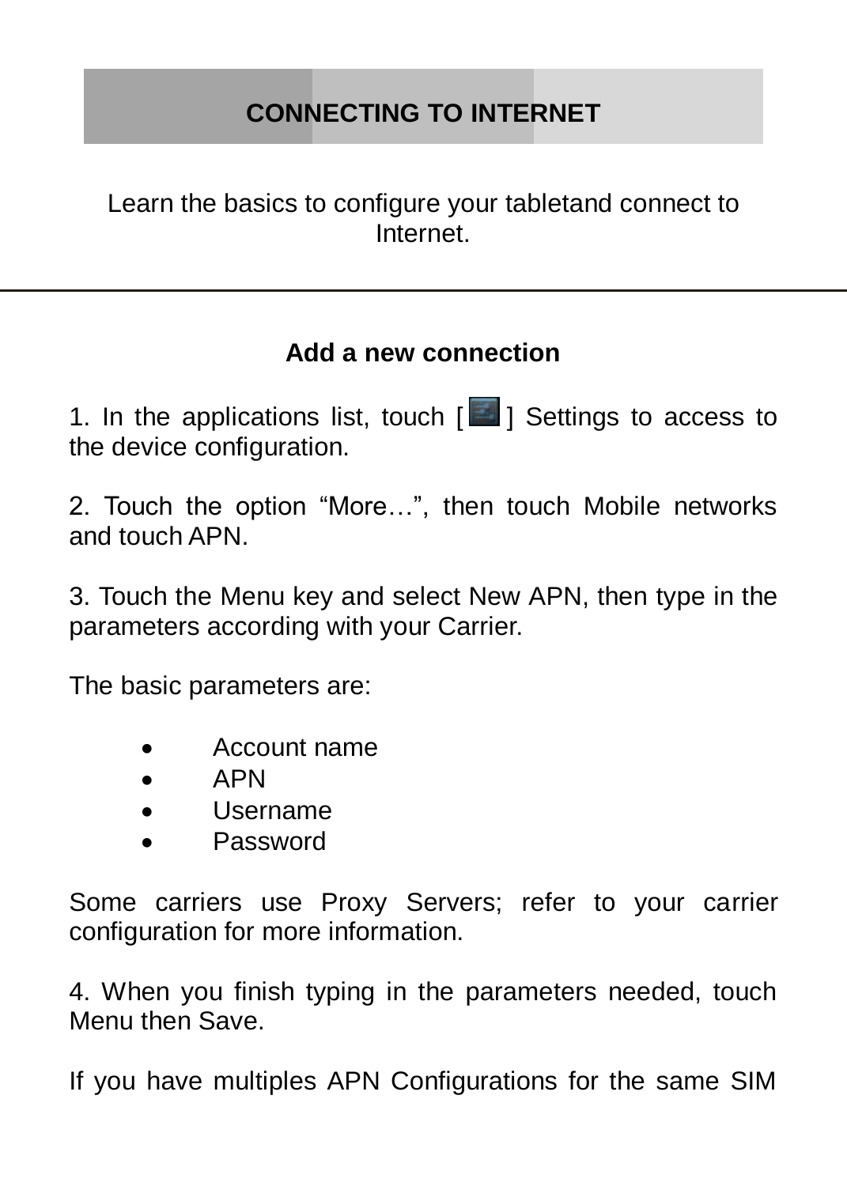# CONNECTING TO INTERNET

Learn the basics to configure your tabletand connect to Internet.

---

### Add a new connection

1. In the applications list, touch [ ] Settings to access to the device configuration.

2. Touch the option "More…", then touch Mobile networks and touch APN.

3. Touch the Menu key and select New APN, then type in the parameters according with your Carrier.

The basic parameters are:

- Account name
- APN
- Username
- Password

Some carriers use Proxy Servers; refer to your carrier configuration for more information.

4. When you finish typing in the parameters needed, touch Menu then Save.

If you have multiples APN Configurations for the same SIM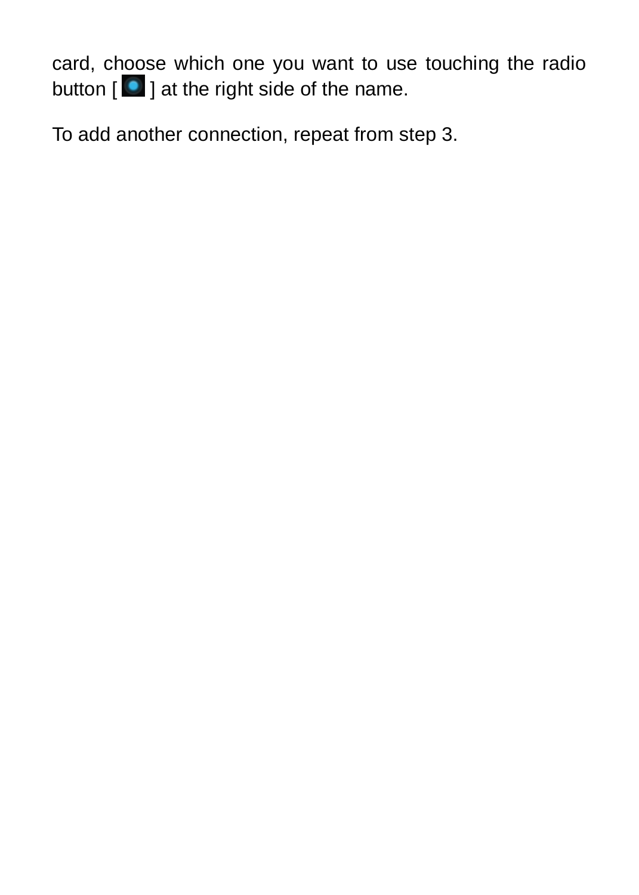card, choose which one you want to use touching the radio button [ ] at the right side of the name.

To add another connection, repeat from step 3.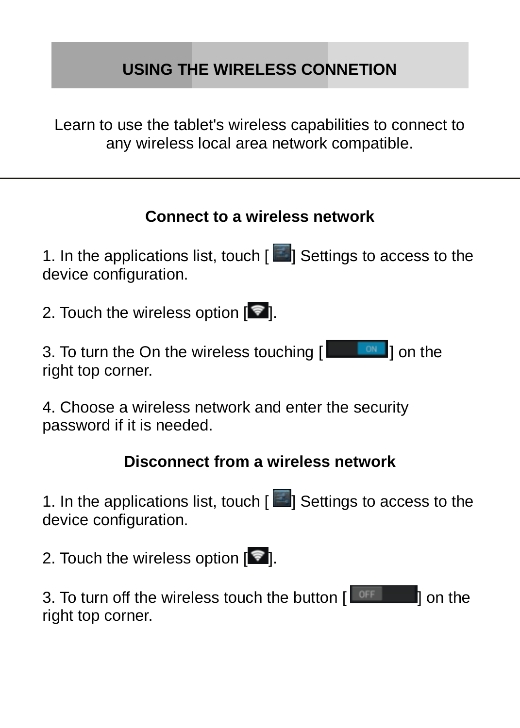# USING THE WIRELESS CONNETION

Learn to use the tablet's wireless capabilities to connect to any wireless local area network compatible.

---

## Connect to a wireless network

1. In the applications list, touch [ ] Settings to access to the device configuration.

2. Touch the wireless option [ ].

3. To turn the On the wireless touching [ ON ] on the right top corner.

4. Choose a wireless network and enter the security password if it is needed.

## Disconnect from a wireless network

1. In the applications list, touch [ ] Settings to access to the device configuration.

2. Touch the wireless option [ ].

3. To turn off the wireless touch the button [ OFF ] on the right top corner.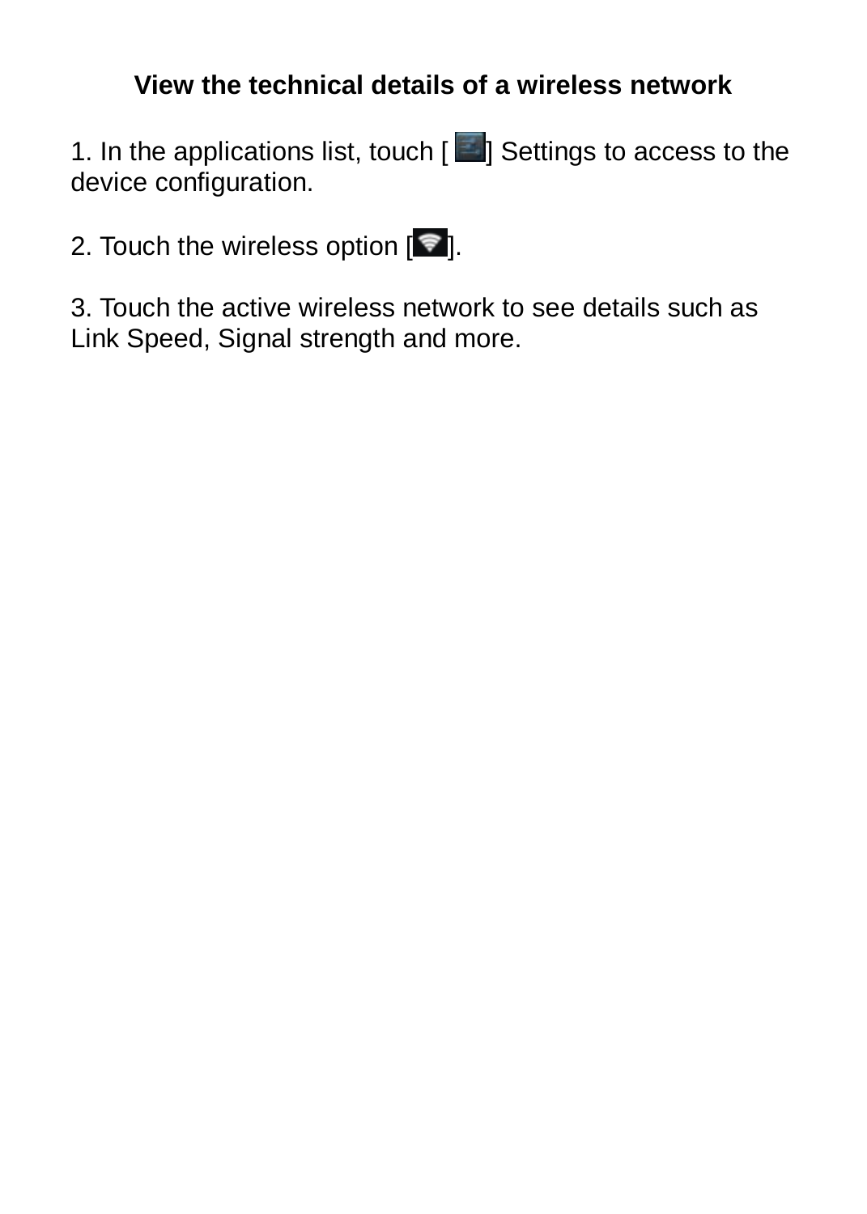## View the technical details of a wireless network

1. In the applications list, touch [ ] Settings to access to the device configuration.

2. Touch the wireless option [ ].

3. Touch the active wireless network to see details such as Link Speed, Signal strength and more.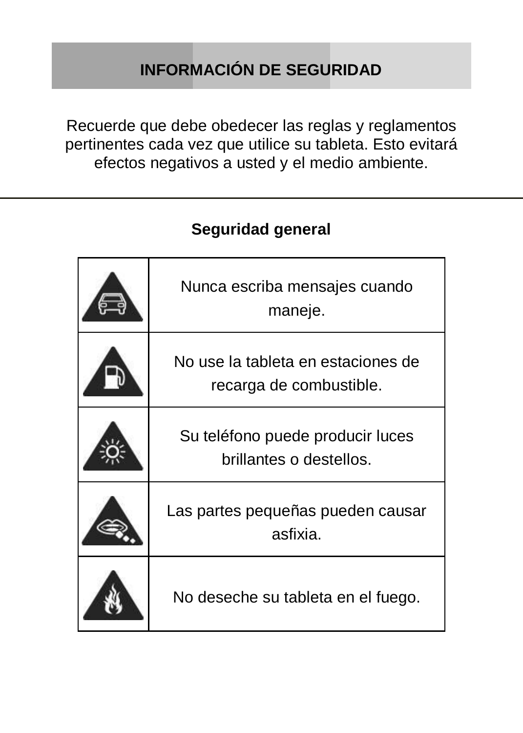## INFORMACIÓN DE SEGURIDAD

Recuerde que debe obedecer las reglas y reglamentos pertinentes cada vez que utilice su tableta. Esto evitará efectos negativos a usted y el medio ambiente.

---

### Seguridad general

| | |
|---|---|
| | Nunca escriba mensajes cuando maneje. |
| | No use la tableta en estaciones de recarga de combustible. |
| | Su teléfono puede producir luces brillantes o destellos. |
| | Las partes pequeñas pueden causar asfixia. |
| | No deseche su tableta en el fuego. |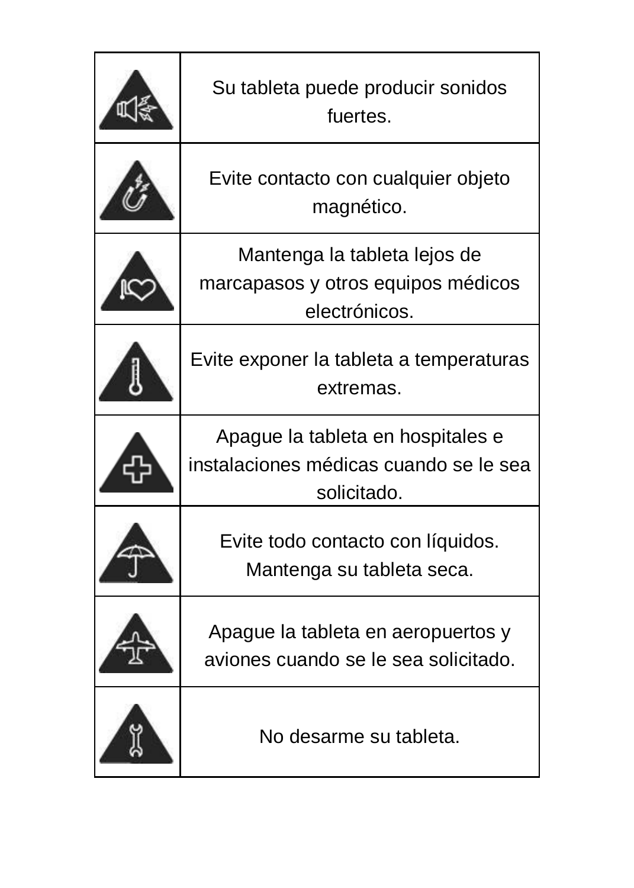| | |
|---|---|
| | Su tableta puede producir sonidos fuertes. |
| | Evite contacto con cualquier objeto magnético. |
| | Mantenga la tableta lejos de marcapasos y otros equipos médicos electrónicos. |
| | Evite exponer la tableta a temperaturas extremas. |
| | Apague la tableta en hospitales e instalaciones médicas cuando se le sea solicitado. |
| | Evite todo contacto con líquidos. Mantenga su tableta seca. |
| | Apague la tableta en aeropuertos y aviones cuando se le sea solicitado. |
| | No desarme su tableta. |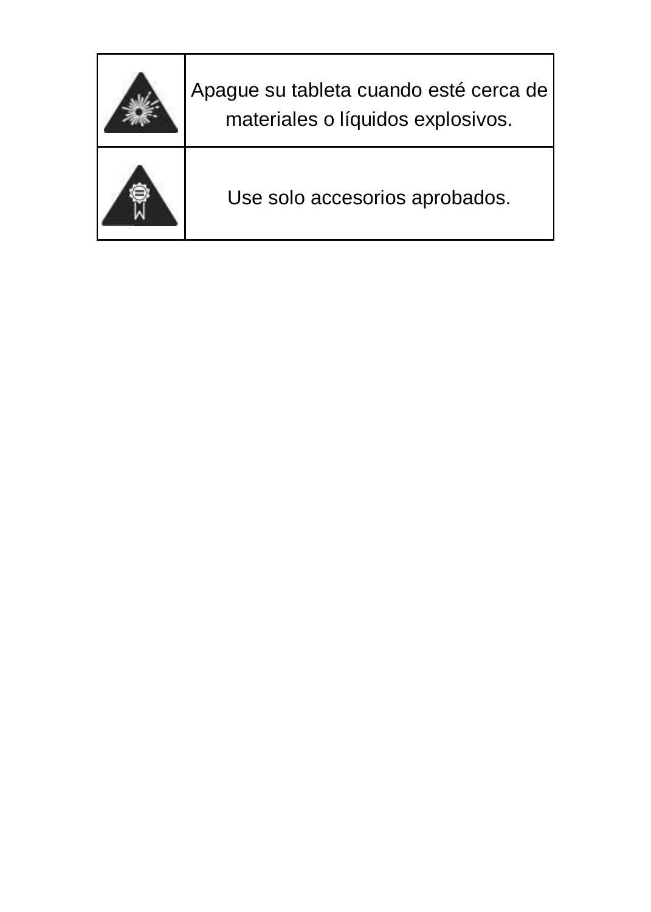| | |
|---|---|
| | Apague su tableta cuando esté cerca de materiales o líquidos explosivos. |
| | Use solo accesorios aprobados. |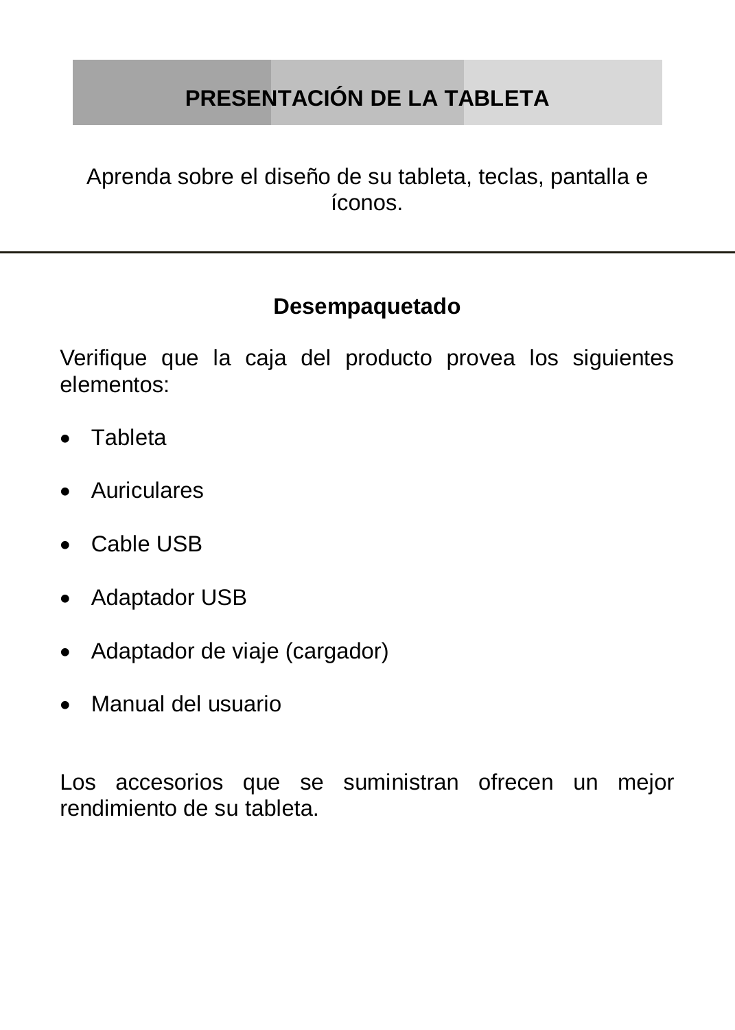# PRESENTACIÓN DE LA TABLETA

Aprenda sobre el diseño de su tableta, teclas, pantalla e íconos.

---

## Desempaquetado

Verifique que la caja del producto provea los siguientes elementos:

- Tableta
- Auriculares
- Cable USB
- Adaptador USB
- Adaptador de viaje (cargador)
- Manual del usuario

Los accesorios que se suministran ofrecen un mejor rendimiento de su tableta.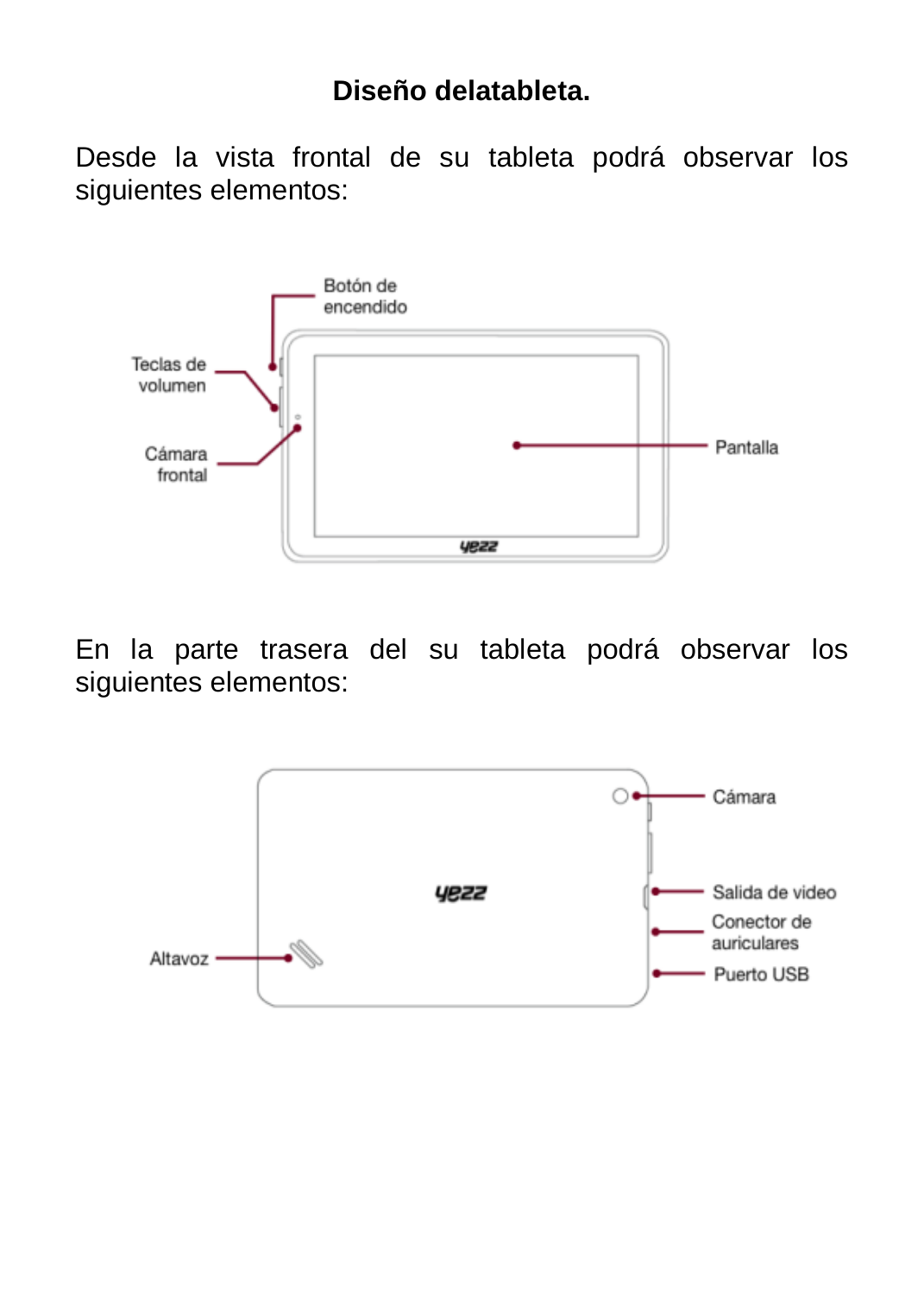# Diseño delatableta.

Desde la vista frontal de su tableta podrá observar los siguientes elementos:

Botón de encendido

Teclas de volumen

Cámara frontal

Pantalla

En la parte trasera del su tableta podrá observar los siguientes elementos:

Cámara

Salida de video

Conector de auriculares

Puerto USB

Altavoz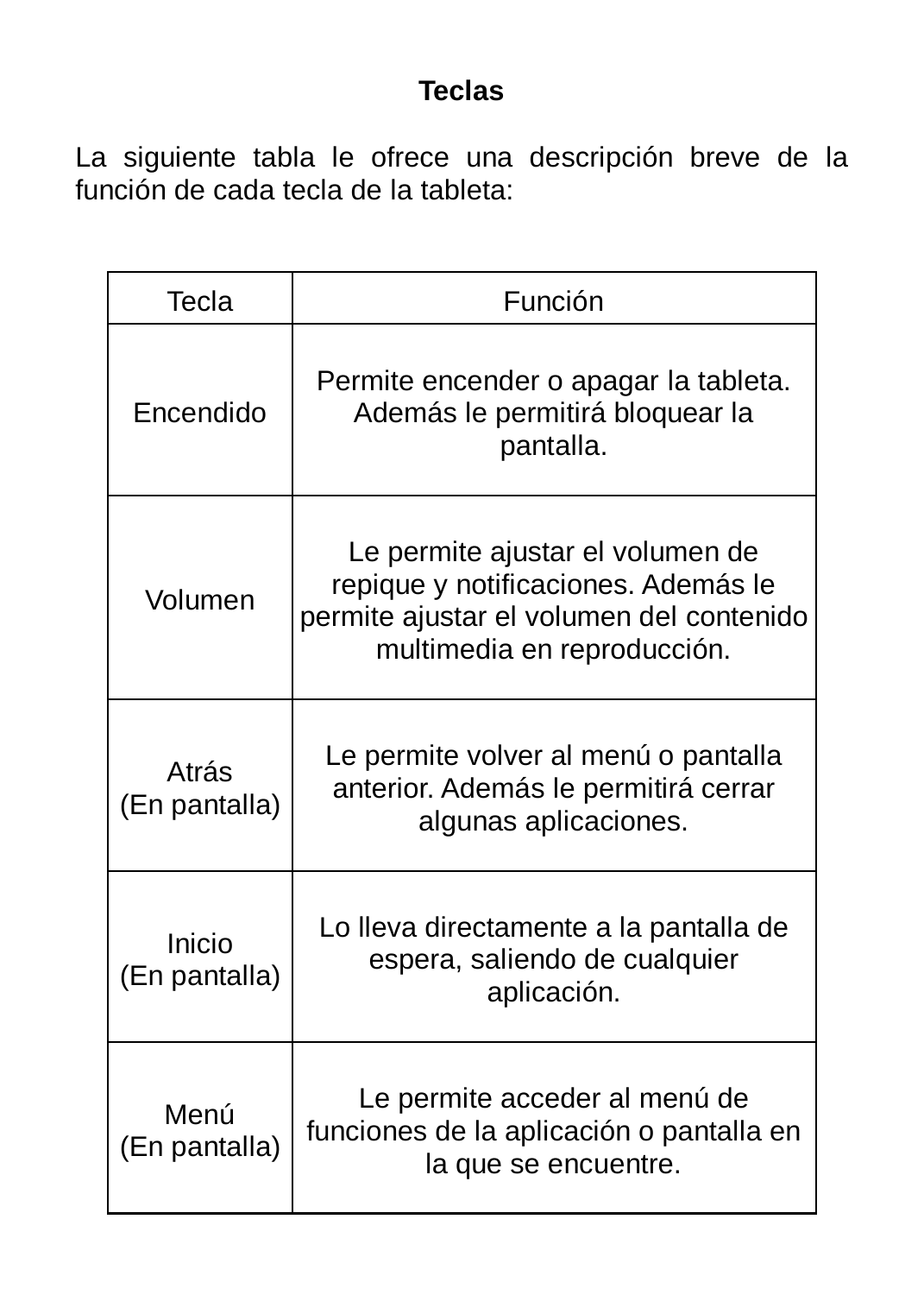## Teclas

La siguiente tabla le ofrece una descripción breve de la función de cada tecla de la tableta:

| Tecla | Función |
|---|---|
| Encendido | Permite encender o apagar la tableta. Además le permitirá bloquear la pantalla. |
| Volumen | Le permite ajustar el volumen de repique y notificaciones. Además le permite ajustar el volumen del contenido multimedia en reproducción. |
| Atrás (En pantalla) | Le permite volver al menú o pantalla anterior. Además le permitirá cerrar algunas aplicaciones. |
| Inicio (En pantalla) | Lo lleva directamente a la pantalla de espera, saliendo de cualquier aplicación. |
| Menú (En pantalla) | Le permite acceder al menú de funciones de la aplicación o pantalla en la que se encuentre. |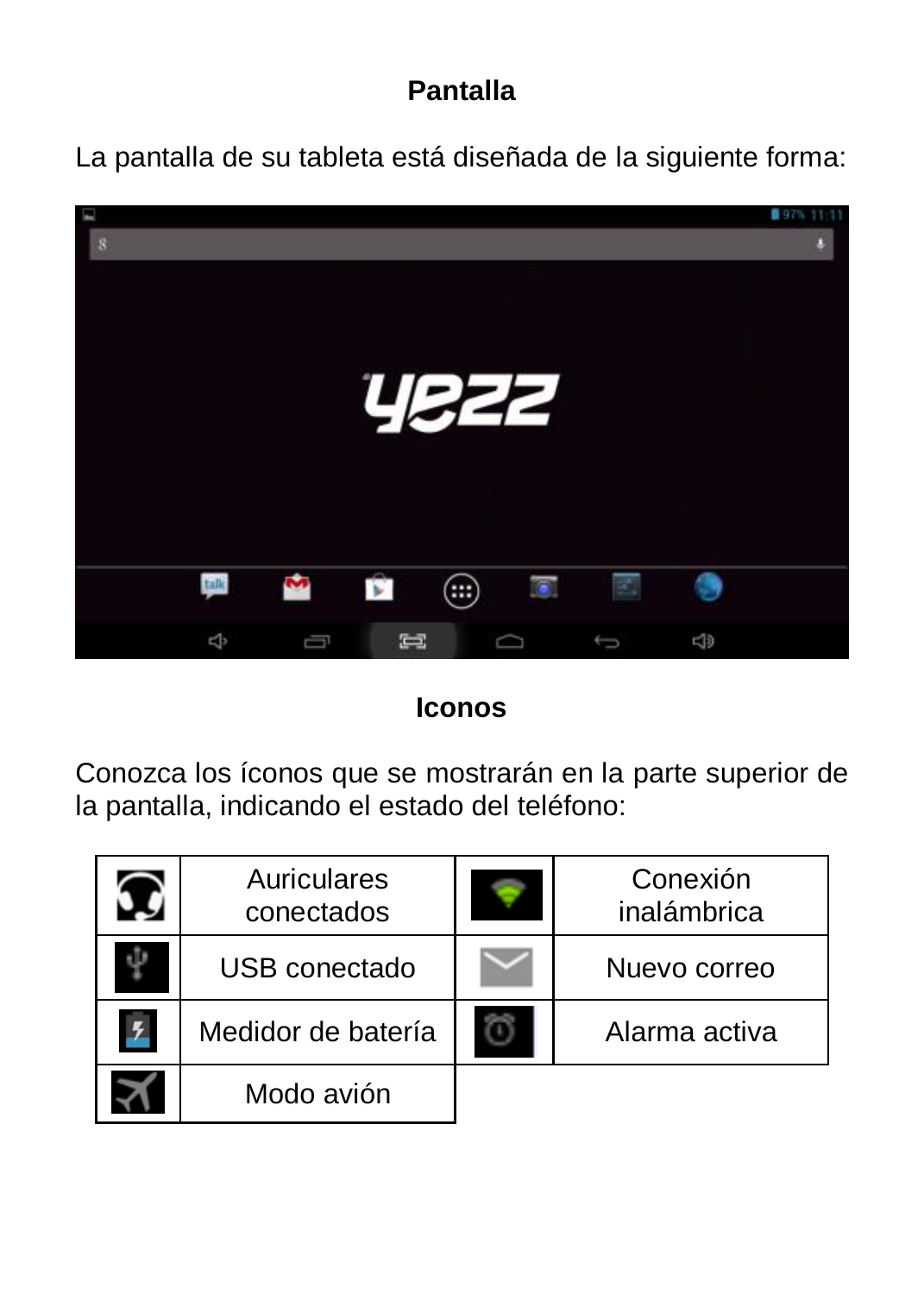## Pantalla

La pantalla de su tableta está diseñada de la siguiente forma:

## Iconos

Conozca los íconos que se mostrarán en la parte superior de la pantalla, indicando el estado del teléfono:

| | | | |
|---|---|---|---|
| | Auriculares conectados | | Conexión inalámbrica |
| | USB conectado | | Nuevo correo |
| | Medidor de batería | | Alarma activa |
| | Modo avión | | |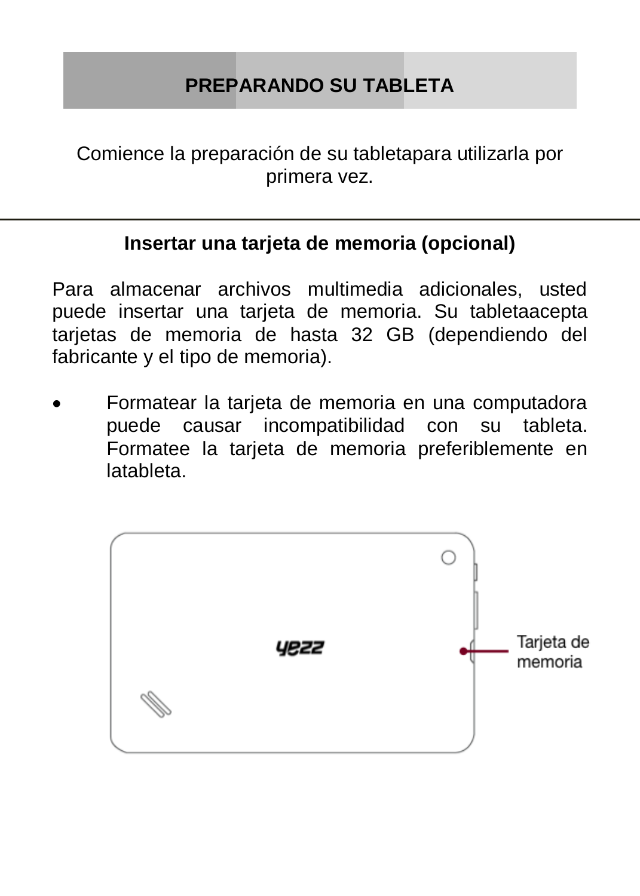# PREPARANDO SU TABLETA

Comience la preparación de su tabletapara utilizarla por primera vez.

---

## Insertar una tarjeta de memoria (opcional)

Para almacenar archivos multimedia adicionales, usted puede insertar una tarjeta de memoria. Su tabletaacepta tarjetas de memoria de hasta 32 GB (dependiendo del fabricante y el tipo de memoria).

- Formatear la tarjeta de memoria en una computadora puede causar incompatibilidad con su tableta. Formatee la tarjeta de memoria preferiblemente en latableta.

Tarjeta de memoria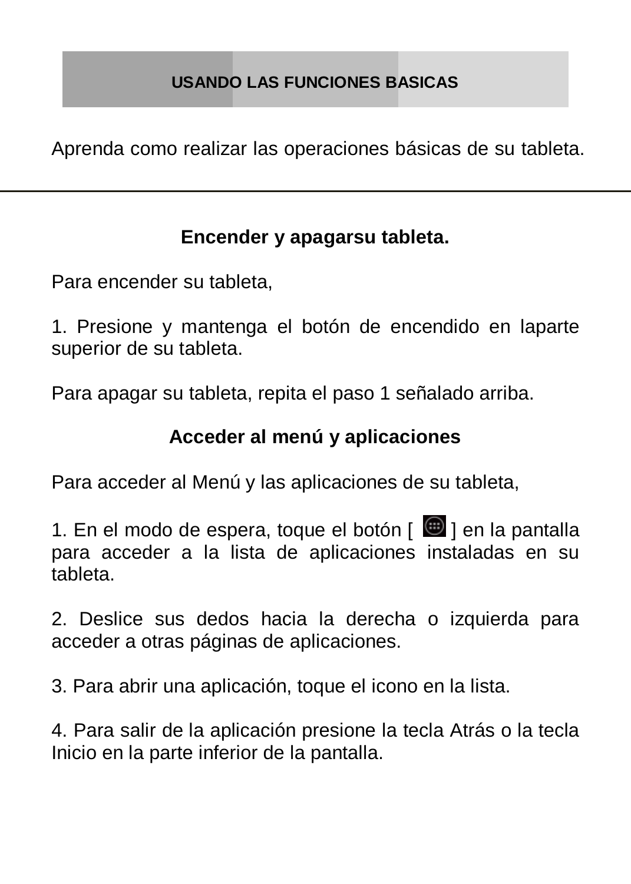## USANDO LAS FUNCIONES BASICAS

Aprenda como realizar las operaciones básicas de su tableta.

---

### Encender y apagarsu tableta.

Para encender su tableta,

1. Presione y mantenga el botón de encendido en laparte superior de su tableta.

Para apagar su tableta, repita el paso 1 señalado arriba.

### Acceder al menú y aplicaciones

Para acceder al Menú y las aplicaciones de su tableta,

1. En el modo de espera, toque el botón [ ] en la pantalla para acceder a la lista de aplicaciones instaladas en su tableta.

2. Deslice sus dedos hacia la derecha o izquierda para acceder a otras páginas de aplicaciones.

3. Para abrir una aplicación, toque el icono en la lista.

4. Para salir de la aplicación presione la tecla Atrás o la tecla Inicio en la parte inferior de la pantalla.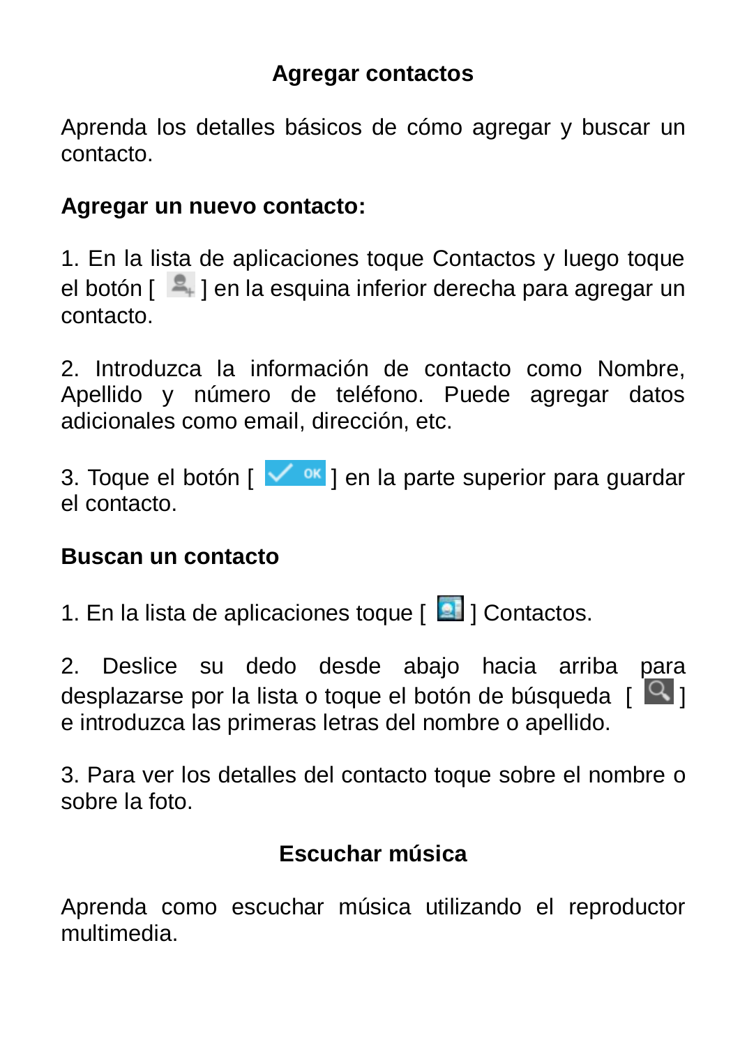## Agregar contactos

Aprenda los detalles básicos de cómo agregar y buscar un contacto.

**Agregar un nuevo contacto:**

1. En la lista de aplicaciones toque Contactos y luego toque el botón [ ] en la esquina inferior derecha para agregar un contacto.

2. Introduzca la información de contacto como Nombre, Apellido y número de teléfono. Puede agregar datos adicionales como email, dirección, etc.

3. Toque el botón [ ] en la parte superior para guardar el contacto.

**Buscan un contacto**

1. En la lista de aplicaciones toque [ ] Contactos.

2. Deslice su dedo desde abajo hacia arriba para desplazarse por la lista o toque el botón de búsqueda [ ] e introduzca las primeras letras del nombre o apellido.

3. Para ver los detalles del contacto toque sobre el nombre o sobre la foto.

## Escuchar música

Aprenda como escuchar música utilizando el reproductor multimedia.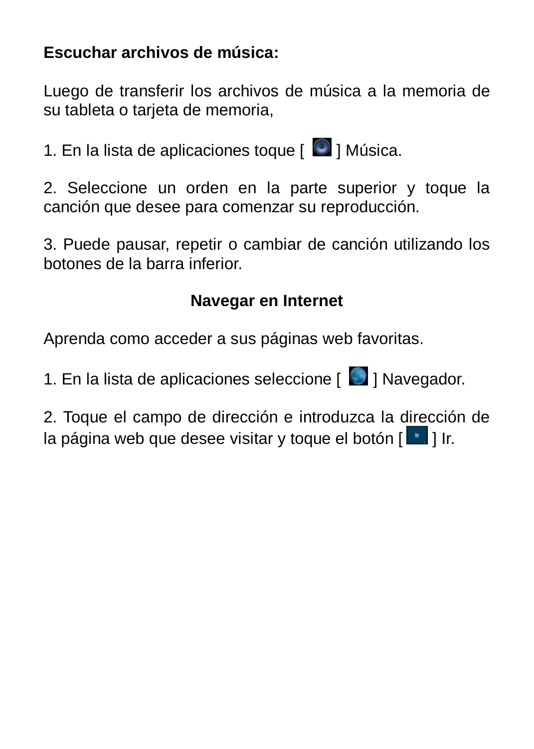**Escuchar archivos de música:**

Luego de transferir los archivos de música a la memoria de su tableta o tarjeta de memoria,

1. En la lista de aplicaciones toque [ ] Música.

2. Seleccione un orden en la parte superior y toque la canción que desee para comenzar su reproducción.

3. Puede pausar, repetir o cambiar de canción utilizando los botones de la barra inferior.

## Navegar en Internet

Aprenda como acceder a sus páginas web favoritas.

1. En la lista de aplicaciones seleccione [ ] Navegador.

2. Toque el campo de dirección e introduzca la dirección de la página web que desee visitar y toque el botón [ ] Ir.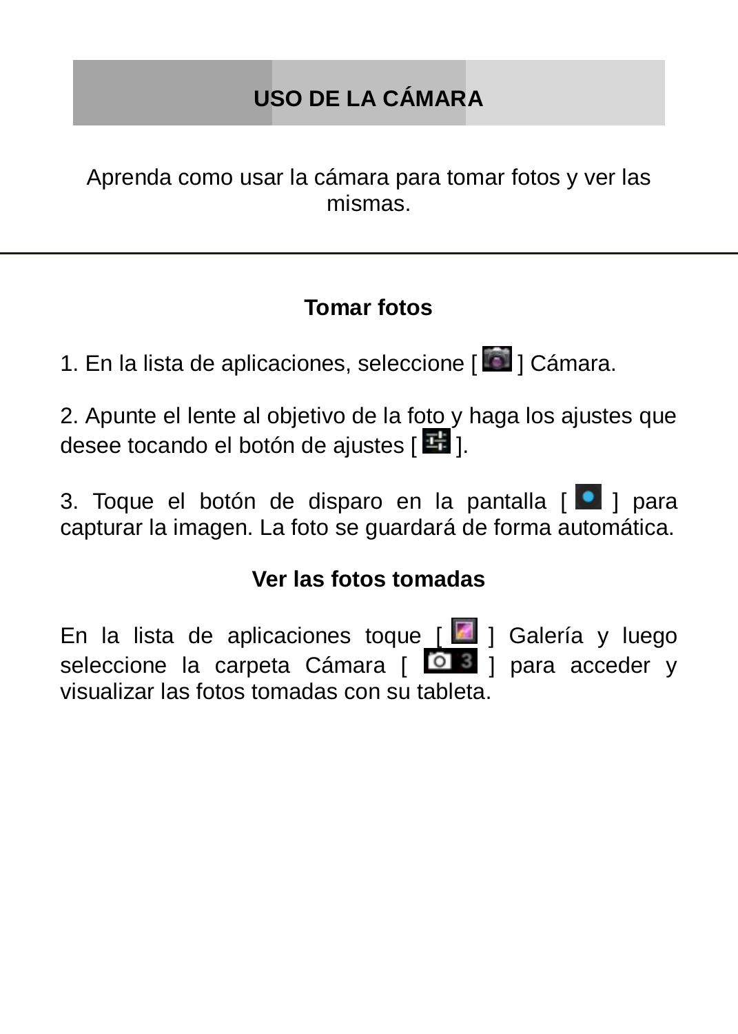# USO DE LA CÁMARA

Aprenda como usar la cámara para tomar fotos y ver las mismas.

---

## Tomar fotos

1. En la lista de aplicaciones, seleccione [ ] Cámara.

2. Apunte el lente al objetivo de la foto y haga los ajustes que desee tocando el botón de ajustes [ ].

3. Toque el botón de disparo en la pantalla [ ] para capturar la imagen. La foto se guardará de forma automática.

## Ver las fotos tomadas

En la lista de aplicaciones toque [ ] Galería y luego seleccione la carpeta Cámara [ ] para acceder y visualizar las fotos tomadas con su tableta.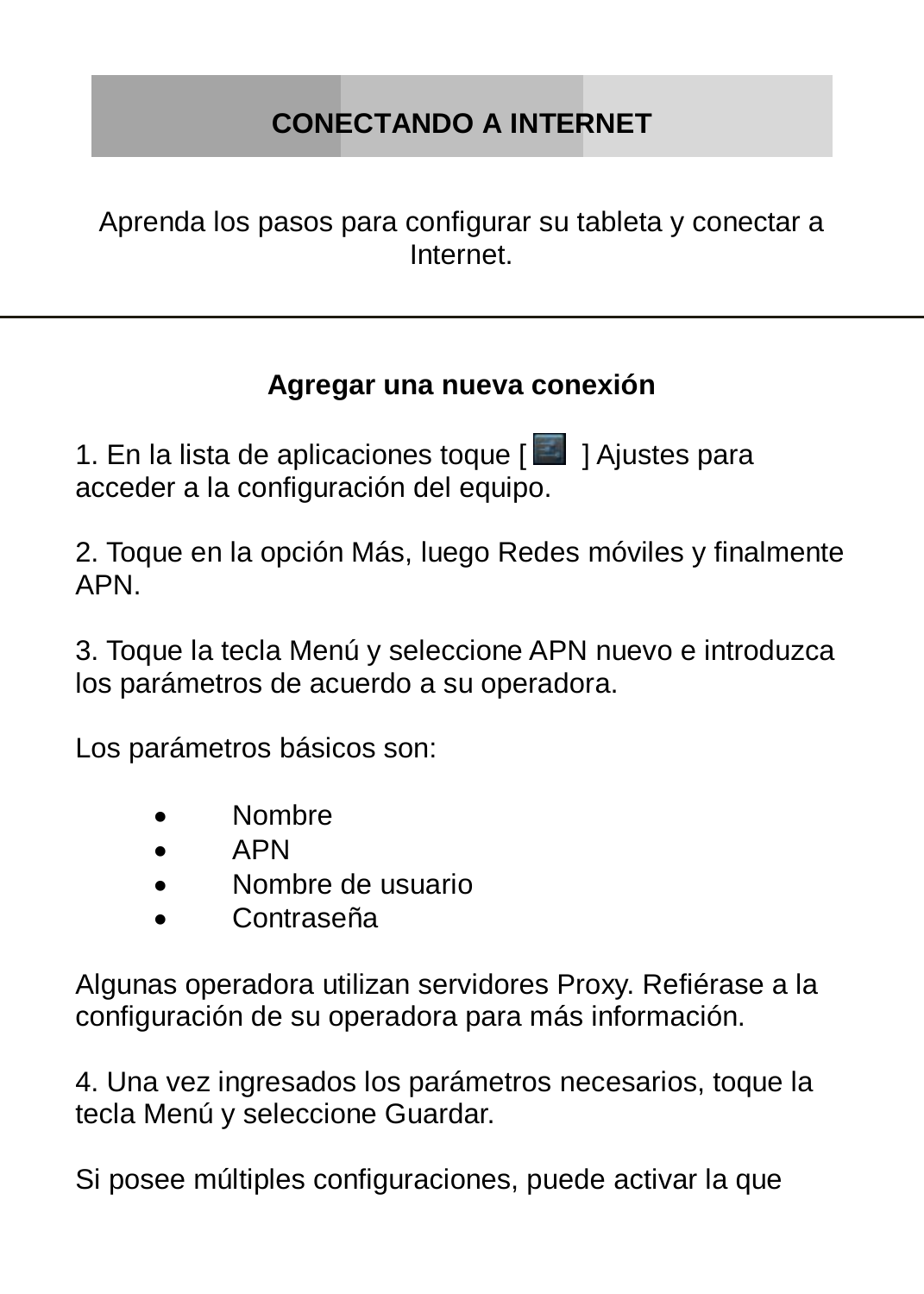## CONECTANDO A INTERNET

Aprenda los pasos para configurar su tableta y conectar a Internet.

---

### Agregar una nueva conexión

1. En la lista de aplicaciones toque [ ] Ajustes para acceder a la configuración del equipo.

2. Toque en la opción Más, luego Redes móviles y finalmente APN.

3. Toque la tecla Menú y seleccione APN nuevo e introduzca los parámetros de acuerdo a su operadora.

Los parámetros básicos son:

- Nombre
- APN
- Nombre de usuario
- Contraseña

Algunas operadora utilizan servidores Proxy. Refiérase a la configuración de su operadora para más información.

4. Una vez ingresados los parámetros necesarios, toque la tecla Menú y seleccione Guardar.

Si posee múltiples configuraciones, puede activar la que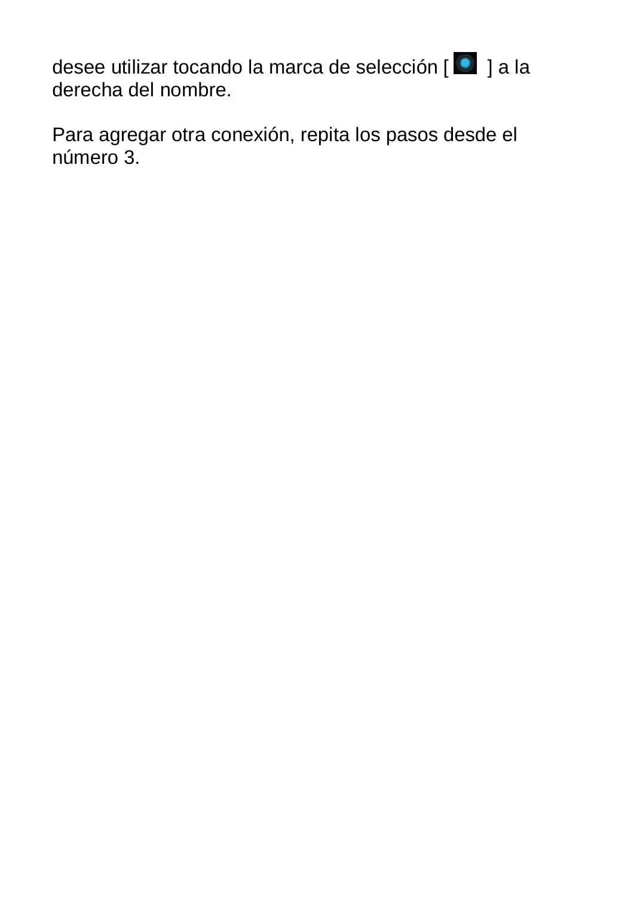desee utilizar tocando la marca de selección [ ] a la derecha del nombre.

Para agregar otra conexión, repita los pasos desde el número 3.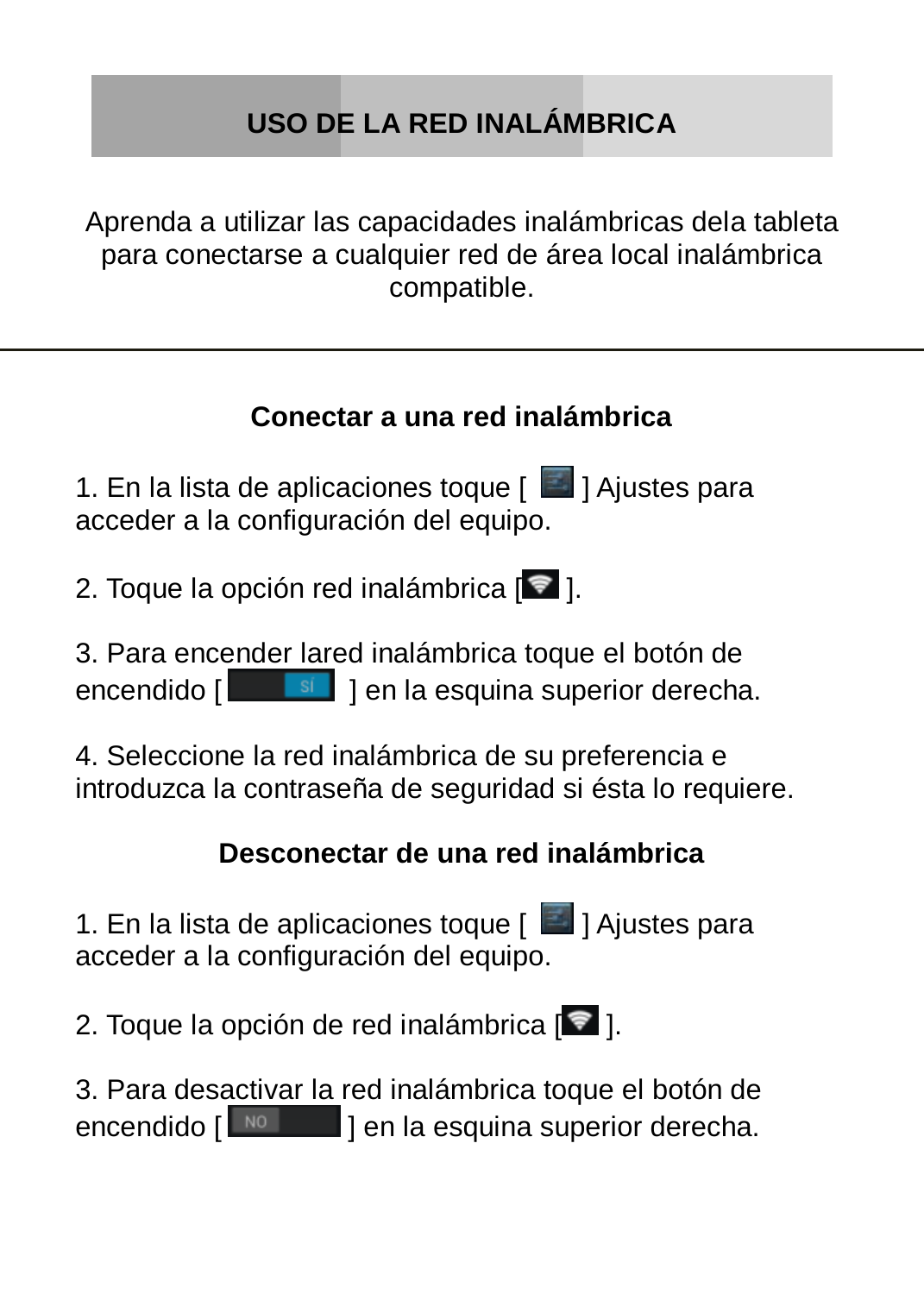## USO DE LA RED INALÁMBRICA

Aprenda a utilizar las capacidades inalámbricas dela tableta para conectarse a cualquier red de área local inalámbrica compatible.

---

### Conectar a una red inalámbrica

1. En la lista de aplicaciones toque [ ] Ajustes para acceder a la configuración del equipo.

2. Toque la opción red inalámbrica [ ].

3. Para encender lared inalámbrica toque el botón de encendido [ SI ] en la esquina superior derecha.

4. Seleccione la red inalámbrica de su preferencia e introduzca la contraseña de seguridad si ésta lo requiere.

### Desconectar de una red inalámbrica

1. En la lista de aplicaciones toque [ ] Ajustes para acceder a la configuración del equipo.

2. Toque la opción de red inalámbrica [ ].

3. Para desactivar la red inalámbrica toque el botón de encendido [ NO ] en la esquina superior derecha.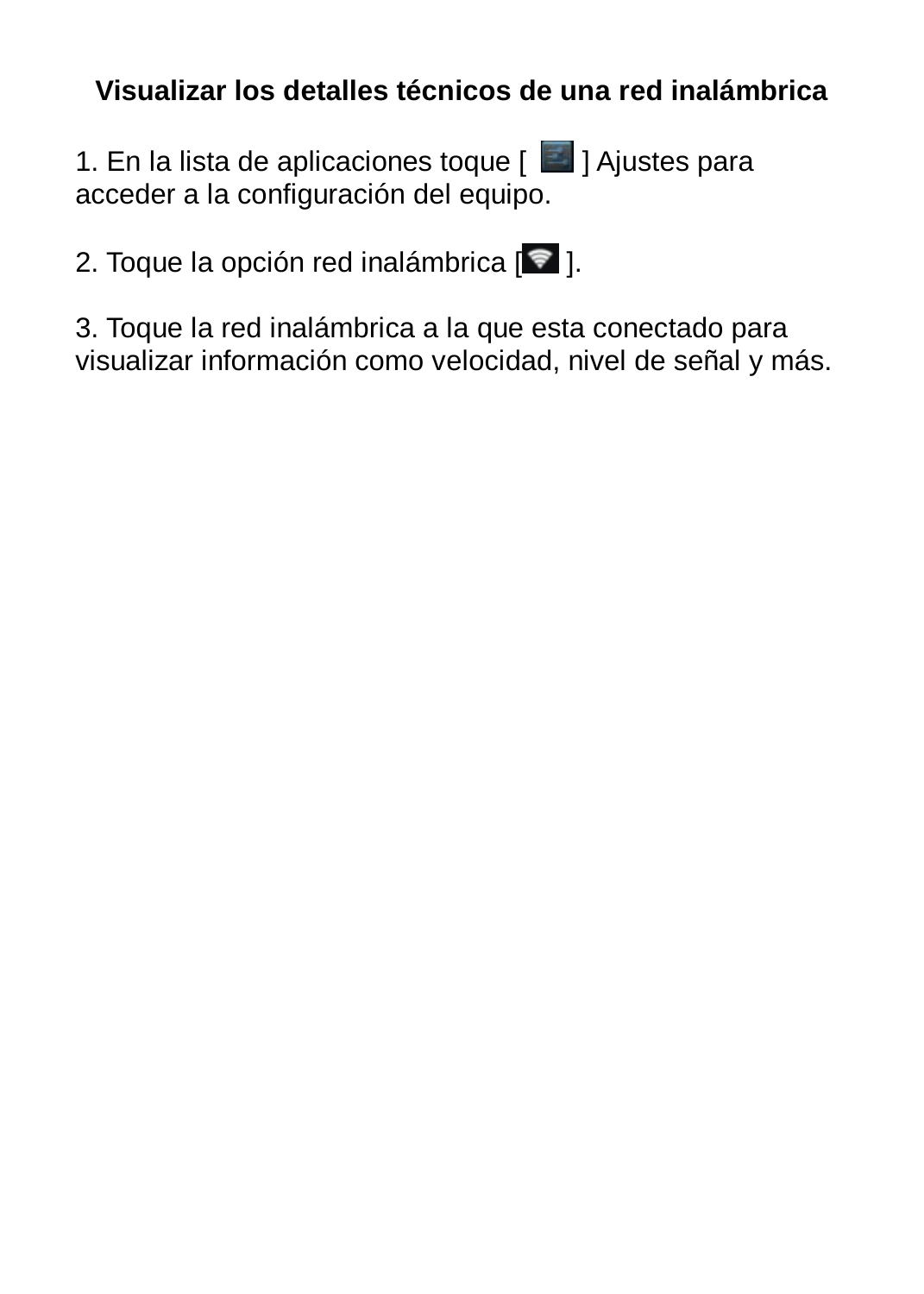## Visualizar los detalles técnicos de una red inalámbrica

1. En la lista de aplicaciones toque [ ] Ajustes para acceder a la configuración del equipo.

2. Toque la opción red inalámbrica [ ].

3. Toque la red inalámbrica a la que esta conectado para visualizar información como velocidad, nivel de señal y más.